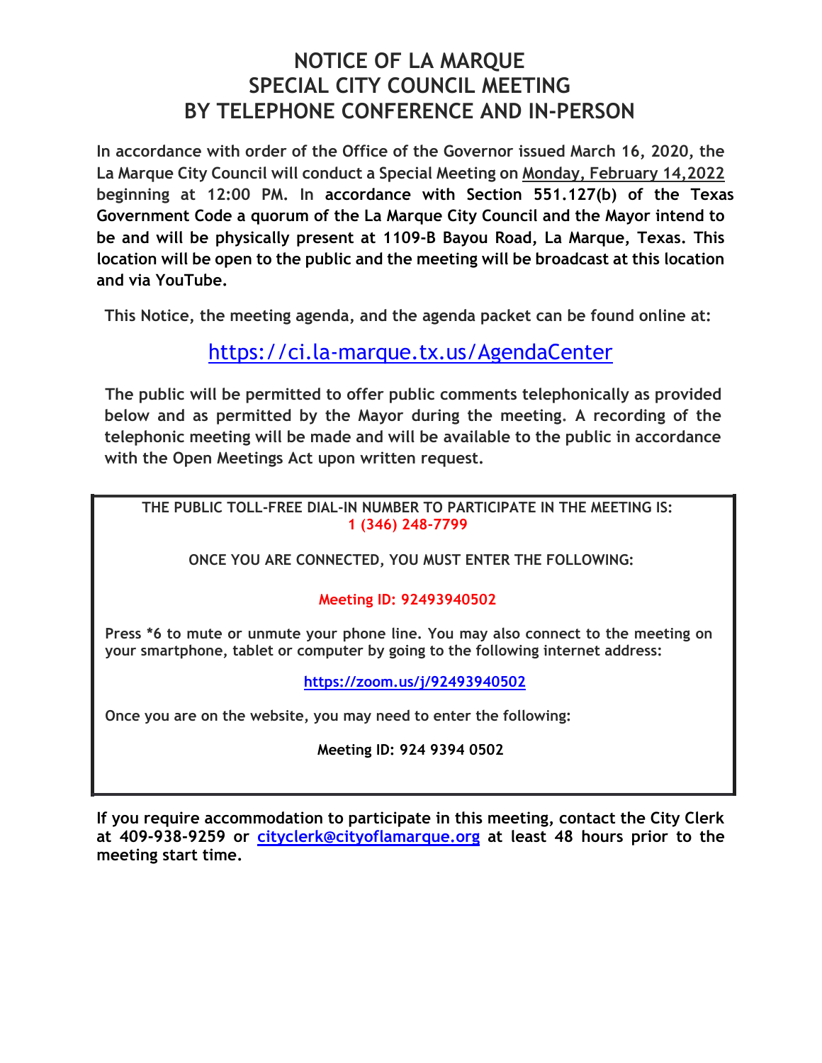# NOTICE OF LA MARQUE SPECIAL CITY COUNCIL MEETING BY TELEPHONE CONFERENCE AND IN-PERSON

**In accordance with order of the Office of the Governor issued March 16, 2020, the La Marque City Council will conduct a Special Meeting on Monday, February 14,2022 beginning at 12:00 PM. In accordance with Section 551.127(b) of the Texas Government Code a quorum of the La Marque City Council and the Mayor intend to be and will be physically present at 1109-B Bayou Road, La Marque, Texas. This location will be open to the public and the meeting will be broadcast at this location and via YouTube.**

**This Notice, the meeting agenda, and the agenda packet can be found online at:**

https://ci.la-marque.tx.us/AgendaCenter

**The public will be permitted to offer public comments telephonically as provided below and as permitted by the Mayor during the meeting. A recording of the telephonic meeting will be made and will be available to the public in accordance with the Open Meetings Act upon written request.**

**THE PUBLIC TOLL-FREE DIAL-IN NUMBER TO PARTICIPATE IN THE MEETING IS:**
**1 (346) 248-7799**

**ONCE YOU ARE CONNECTED, YOU MUST ENTER THE FOLLOWING:**

**Meeting ID: 92493940502**

**Press *6 to mute or unmute your phone line. You may also connect to the meeting on your smartphone, tablet or computer by going to the following internet address:**

**https://zoom.us/j/92493940502**

**Once you are on the website, you may need to enter the following:**

**Meeting ID: 924 9394 0502**

**If you require accommodation to participate in this meeting, contact the City Clerk at 409-938-9259 or cityclerk@cityoflamarque.org at least 48 hours prior to the meeting start time.**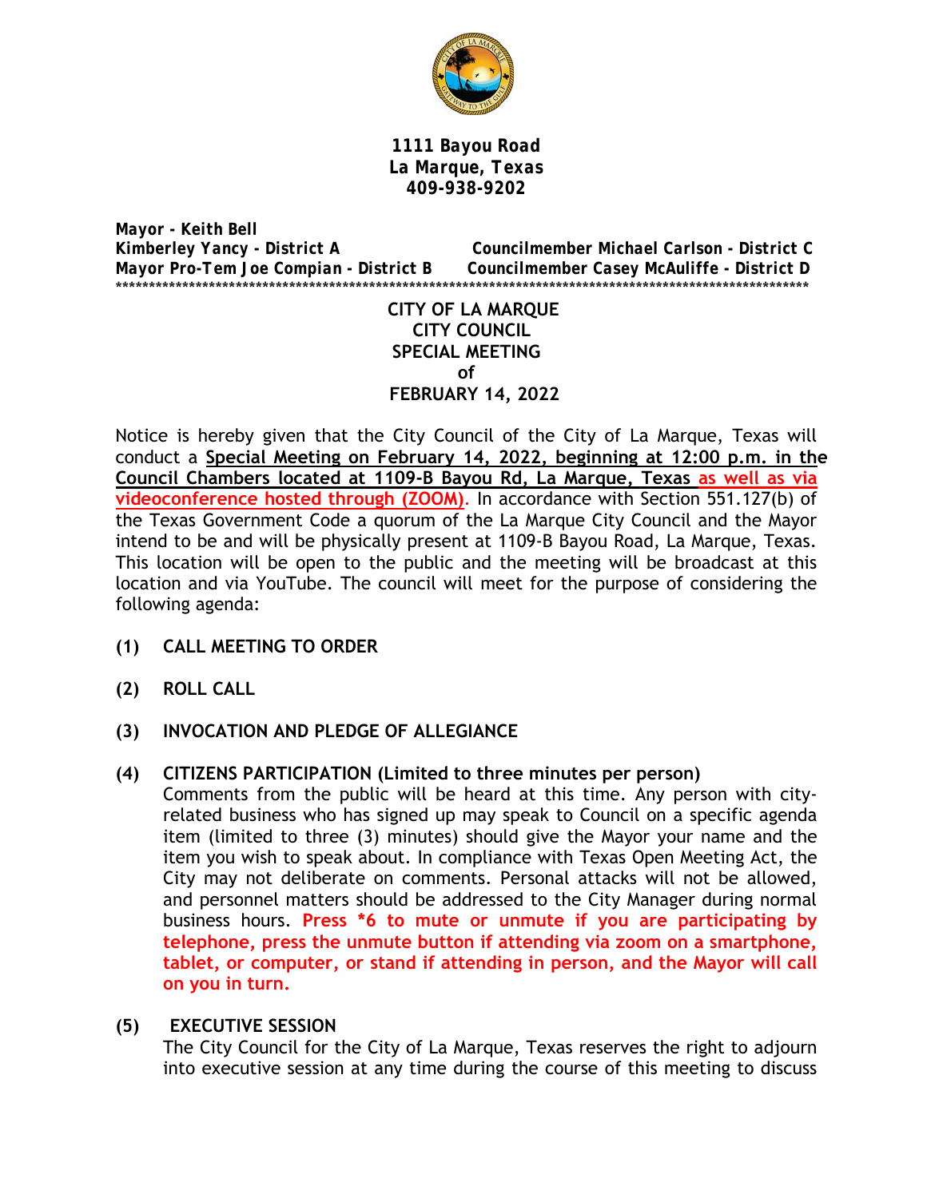**1111 Bayou Road**
**La Marque, Texas**
**409-938-9202**

***Mayor - Keith Bell***
***Kimberley Yancy - District A***
***Mayor Pro-Tem Joe Compian - District B***
***Councilmember Michael Carlson - District C***
***Councilmember Casey McAuliffe - District D***

*******************************************************************************************************

**CITY OF LA MARQUE**
**CITY COUNCIL**
**SPECIAL MEETING**
**of**
**FEBRUARY 14, 2022**

Notice is hereby given that the City Council of the City of La Marque, Texas will conduct a **Special Meeting on February 14, 2022, beginning at 12:00 p.m. in the Council Chambers located at 1109-B Bayou Rd, La Marque, Texas as well as via videoconference hosted through (ZOOM)**. In accordance with Section 551.127(b) of the Texas Government Code a quorum of the La Marque City Council and the Mayor intend to be and will be physically present at 1109-B Bayou Road, La Marque, Texas. This location will be open to the public and the meeting will be broadcast at this location and via YouTube. The council will meet for the purpose of considering the following agenda:

**(1) CALL MEETING TO ORDER**

**(2) ROLL CALL**

**(3) INVOCATION AND PLEDGE OF ALLEGIANCE**

**(4) CITIZENS PARTICIPATION (Limited to three minutes per person)**

Comments from the public will be heard at this time. Any person with city-related business who has signed up may speak to Council on a specific agenda item (limited to three (3) minutes) should give the Mayor your name and the item you wish to speak about. In compliance with Texas Open Meeting Act, the City may not deliberate on comments. Personal attacks will not be allowed, and personnel matters should be addressed to the City Manager during normal business hours. **Press *6 to mute or unmute if you are participating by telephone, press the unmute button if attending via zoom on a smartphone, tablet, or computer, or stand if attending in person, and the Mayor will call on you in turn.**

**(5) EXECUTIVE SESSION**

The City Council for the City of La Marque, Texas reserves the right to adjourn into executive session at any time during the course of this meeting to discuss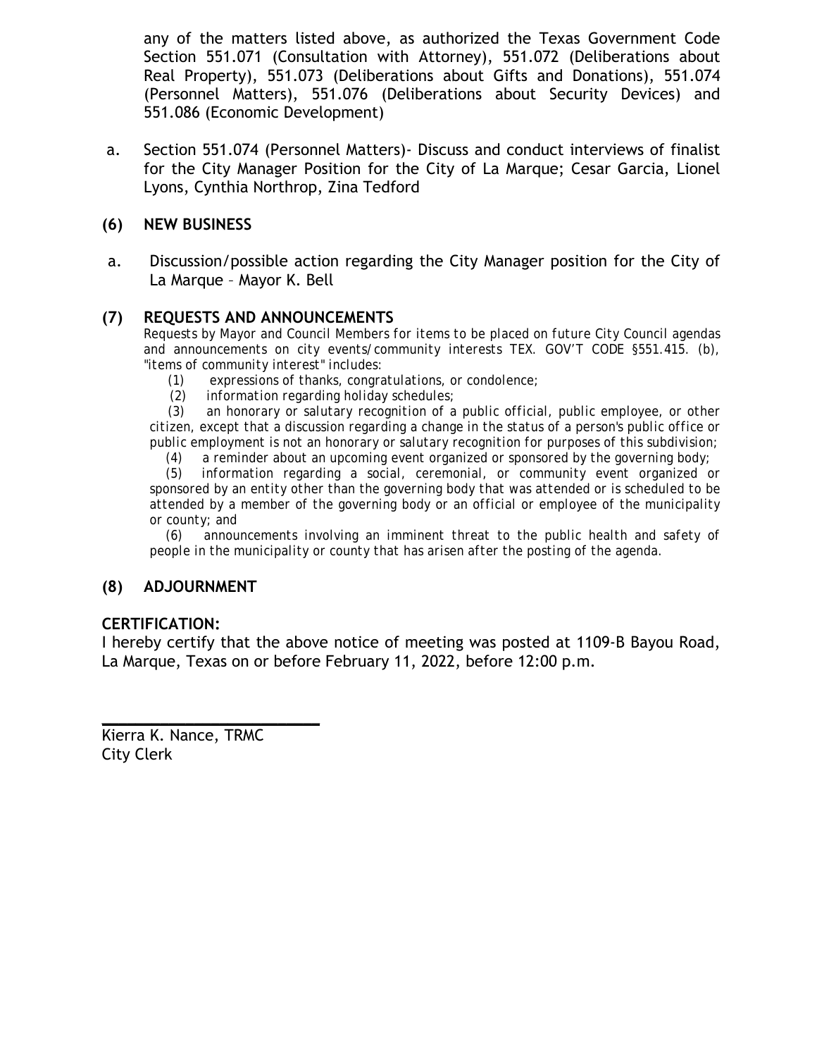any of the matters listed above, as authorized the Texas Government Code Section 551.071 (Consultation with Attorney), 551.072 (Deliberations about Real Property), 551.073 (Deliberations about Gifts and Donations), 551.074 (Personnel Matters), 551.076 (Deliberations about Security Devices) and 551.086 (Economic Development)

a. Section 551.074 (Personnel Matters)- Discuss and conduct interviews of finalist for the City Manager Position for the City of La Marque; Cesar Garcia, Lionel Lyons, Cynthia Northrop, Zina Tedford

## (6) NEW BUSINESS

a. Discussion/possible action regarding the City Manager position for the City of La Marque – Mayor K. Bell

## (7) REQUESTS AND ANNOUNCEMENTS

Requests by Mayor and Council Members for items to be placed on future City Council agendas and announcements on city events/community interests TEX. GOV'T CODE §551.415. (b), "items of community interest" includes:

(1) expressions of thanks, congratulations, or condolence;
(2) information regarding holiday schedules;
(3) an honorary or salutary recognition of a public official, public employee, or other citizen, except that a discussion regarding a change in the status of a person's public office or public employment is not an honorary or salutary recognition for purposes of this subdivision;
(4) a reminder about an upcoming event organized or sponsored by the governing body;
(5) information regarding a social, ceremonial, or community event organized or sponsored by an entity other than the governing body that was attended or is scheduled to be attended by a member of the governing body or an official or employee of the municipality or county; and
(6) announcements involving an imminent threat to the public health and safety of people in the municipality or county that has arisen after the posting of the agenda.

## (8) ADJOURNMENT

**CERTIFICATION:**

I hereby certify that the above notice of meeting was posted at 1109-B Bayou Road, La Marque, Texas on or before February 11, 2022, before 12:00 p.m.

\_\_\_\_\_\_\_\_\_\_\_\_\_\_\_\_\_\_\_\_\_\_\_\_

Kierra K. Nance, TRMC
City Clerk